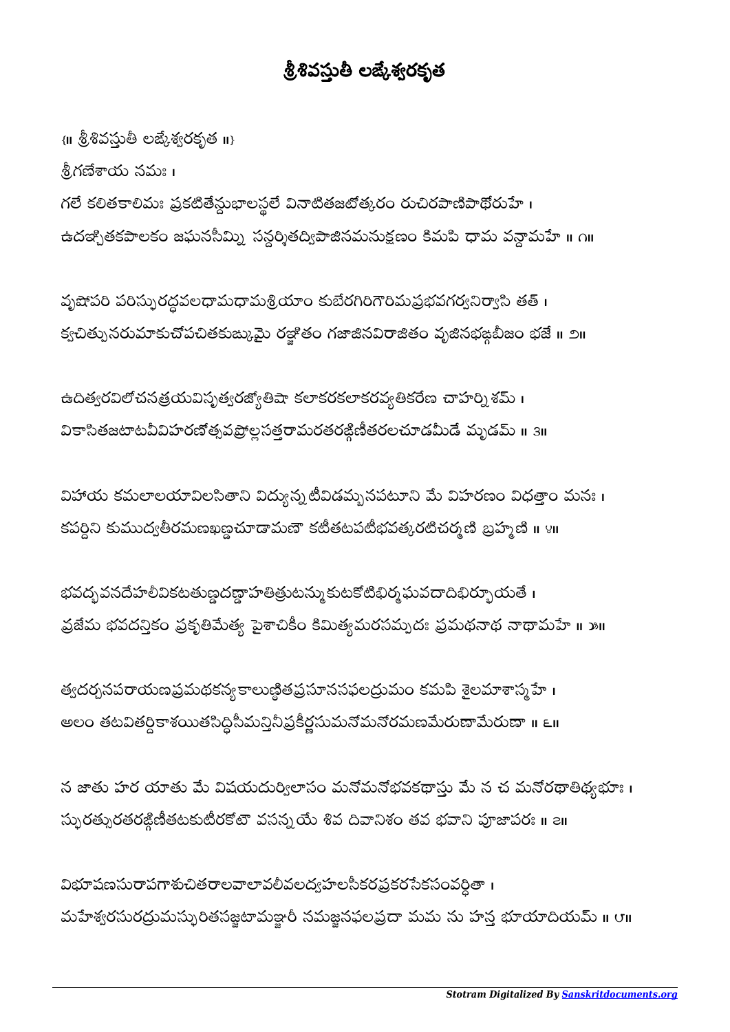# శ్రీశివస్తుతీ లఙ్కేశ్వరకృత

{॥ శ్రీశివస్తుతీ లఙ్కేశ్వరకృత ॥}

శ్రీగణేశాయ నమః ।

గలే కలితకాలిమః ప్రకటితేన్దుభాలస్థలే వినాటితజటోత్కరం రుచిరపాణిపాథోరుహే ।
ఉదఞ్చితకపాలకం జఘనసీమ్ని సన్దర్శితద్విపాజినమనుక్షణం కిమపి ధామ వన్దామహే ॥ ౧॥

వృషోపరి పరిస్ఫురద్ధవలధామధామశ్రియాం కుబేరగిరిగౌరిమప్రభవగర్వనిర్వాసి తత్ ।
క్వచిత్పునరుమాకుచోపచితకుఙ్కుమై రఞ్జితం గజాజినవిరాజితం వృజినభఙ్గబీజం భజే ॥ ౨॥

ఉదిత్వరవిలోచనత్రయవిసృత్వరజ్యోతిషా కలాకరకలాకరవ్యతికరేణ చాహర్నిశమ్ ।
వికాసితజటాటవీవిహరణోత్సవప్రోల్లసత్తరామరతరఙ్గిణీతరలచూడమీడే మృడమ్ ॥ ౩॥

విహాయ కమలాలయావిలసితాని విద్యున్నటీవిడమ్బనపటూని మే విహరణం విధత్తాం మనః ।
కపర్దిని కుముద్వతీరమణఖణ్డచూడామణౌ కటీతటపటీభవత్కరటిచర్మణి బ్రహ్మణి ॥ ౪॥

భవద్భవనదేహలీవికటతుణ్డదణ్డాహతిత్రుటన్ముకుటకోటిభిర్మఘవదాదిభిర్భూయతే ।
వ్రజేమ భవదన్తికం ప్రకృతిమేత్య పైశాచికీం కిమిత్యమరసమ్పదః ప్రమథనాథ నాథామహే ॥ ౫॥

త్వదర్చనపరాయణప్రమథకన్యకాలుణ్ఠితప్రసూనసఫలద్రుమం కమపి శైలమాశాస్మహే ।
అలం తటవితర్దికాశయితసిద్ధిసీమన్తినీప్రకీర్ణసుమనోమనోరమణమేరుణామేరుణా ॥ ౬॥

న జాతు హర యాతు మే విషయదుర్విలాసం మనోమనోభవకథాస్తు మే న చ మనోరథాతిథ్యభూః ।
స్ఫురత్సురతరఙ్గిణీతటకుటీరకోటౌ వసన్నయే శివ దివానిశం తవ భవాని పూజాపరః ॥ ౭॥

విభూషణసురాపగాశుచితరాలవాలావలీవలద్వహలసీకరప్రకరసేకసంవర్ధితా ।
మహేశ్వరసురద్రుమస్ఫురితసజ్జటామఞ్జరీ నమజ్జనఫలప్రదా మమ ను హన్త భూయాదియమ్ ॥ ౮॥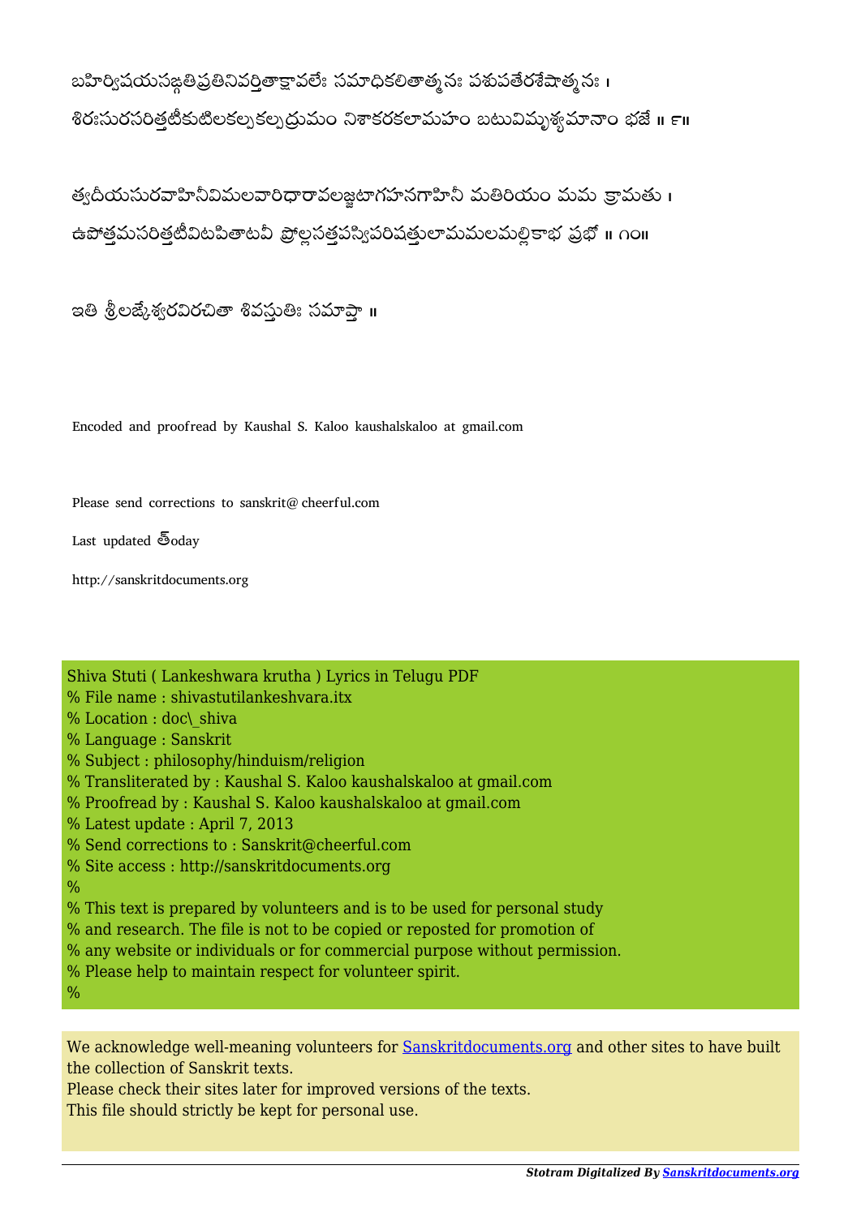బహిర్విషయసఙ్గతిప్రతినివర్తితాక్షావలేః సమాధికలితాత్మనః పశుపతేరశేషాత్మనః ।
శిరఃసురసరిత్తటీకుటిలకల్పకల్పద్రుమం నిశాకరకలామహం బటువిమృశ్యమానాం భజే ॥ ౯॥

త్వదీయసురవాహినీవిమలవారిధారావలజ్జటాగహనగాహినీ మతిరియం మమ క్రామతు ।
ఉపోత్తమసరిత్తటీవిటపితాటవీ ప్రోల్లసత్తపస్విపరిషత్తులామమలమల్లికాభ ప్రభో ॥ ౧౦॥

ఇతి శ్రీలఙ్కేశ్వరవిరచితా శివస్తుతిః సమాప్తా ॥

Encoded and proofread by Kaushal S. Kaloo kaushalskaloo at gmail.com

Please send corrections to sanskrit@ cheerful.com

Last updated త్oday

http://sanskritdocuments.org

Shiva Stuti ( Lankeshwara krutha ) Lyrics in Telugu PDF
% File name : shivastutilankeshvara.itx
% Location : doc\_shiva
% Language : Sanskrit
% Subject : philosophy/hinduism/religion
% Transliterated by : Kaushal S. Kaloo kaushalskaloo at gmail.com
% Proofread by : Kaushal S. Kaloo kaushalskaloo at gmail.com
% Latest update : April 7, 2013
% Send corrections to : Sanskrit@cheerful.com
% Site access : http://sanskritdocuments.org
%
% This text is prepared by volunteers and is to be used for personal study
% and research. The file is not to be copied or reposted for promotion of
% any website or individuals or for commercial purpose without permission.
% Please help to maintain respect for volunteer spirit.
%

We acknowledge well-meaning volunteers for Sanskritdocuments.org and other sites to have built the collection of Sanskrit texts.
Please check their sites later for improved versions of the texts.
This file should strictly be kept for personal use.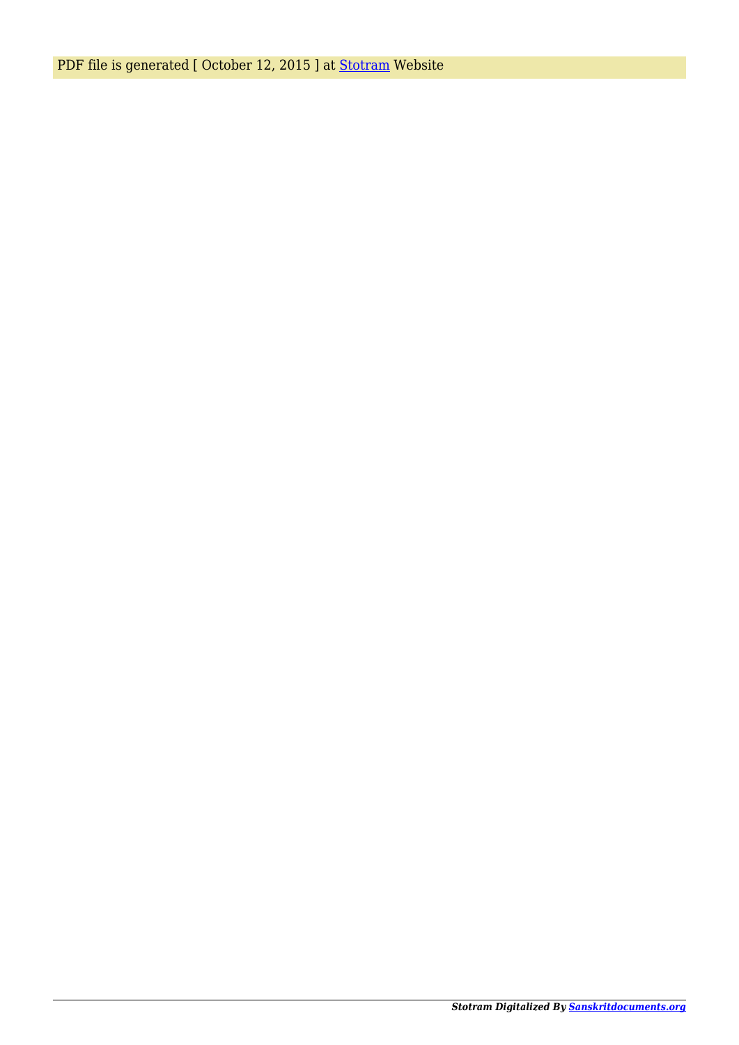PDF file is generated [ October 12, 2015 ] at Stotram Website